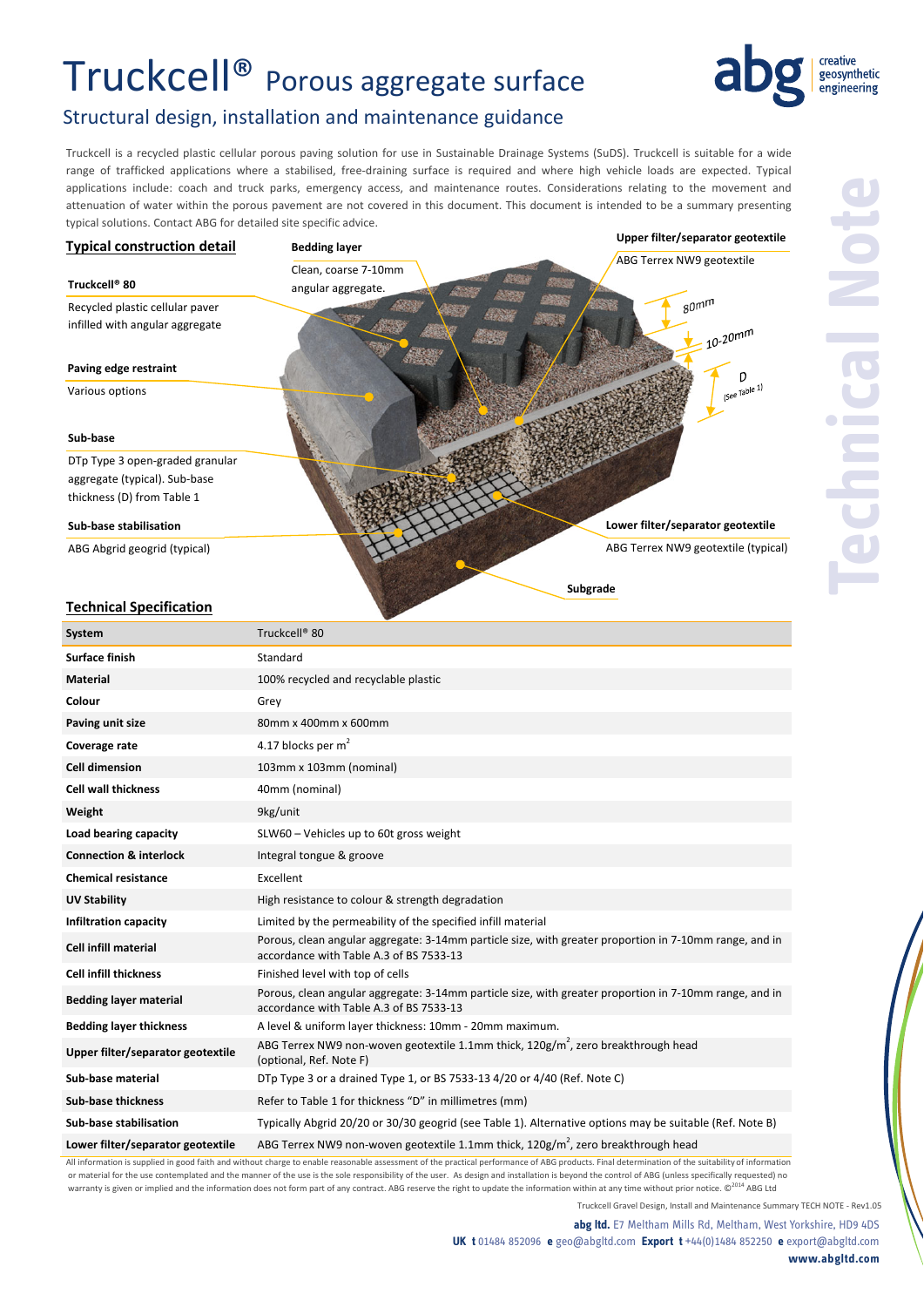# Truckcell® Porous aggregate surface

## Structural design, installation and maintenance guidance

Truckcell is a recycled plastic cellular porous paving solution for use in Sustainable Drainage Systems (SuDS). Truckcell is suitable for a wide range of trafficked applications where a stabilised, free-draining surface is required and where high vehicle loads are expected. Typical applications include: coach and truck parks, emergency access, and maintenance routes. Considerations relating to the movement and attenuation of water within the porous pavement are not covered in this document. This document is intended to be a summary presenting typical solutions. Contact ABG for detailed site specific advice.

### Typical construction detail

**Truckcell® 80**

Recycled plastic cellular paver infilled with angular aggregate

**Bedding layer**

Clean, coarse 7-10mm angular aggregate.

**Upper filter/separator geotextile**

ABG Terrex NW9 geotextile

**Paving edge restraint**

Various options

**Sub-base**

DTp Type 3 open-graded granular aggregate (typical). Sub-base thickness (D) from Table 1

**Sub-base stabilisation**

ABG Abgrid geogrid (typical)

**Lower filter/separator geotextile**

ABG Terrex NW9 geotextile (typical)

**Subgrade**

80mm

10-20mm

D (See Table 1)

### Technical Specification

| System | Truckcell® 80 |
|---|---|
| Surface finish | Standard |
| Material | 100% recycled and recyclable plastic |
| Colour | Grey |
| Paving unit size | 80mm x 400mm x 600mm |
| Coverage rate | 4.17 blocks per m$^2$ |
| Cell dimension | 103mm x 103mm (nominal) |
| Cell wall thickness | 40mm (nominal) |
| Weight | 9kg/unit |
| Load bearing capacity | SLW60 – Vehicles up to 60t gross weight |
| Connection & interlock | Integral tongue & groove |
| Chemical resistance | Excellent |
| UV Stability | High resistance to colour & strength degradation |
| Infiltration capacity | Limited by the permeability of the specified infill material |
| Cell infill material | Porous, clean angular aggregate: 3-14mm particle size, with greater proportion in 7-10mm range, and in accordance with Table A.3 of BS 7533-13 |
| Cell infill thickness | Finished level with top of cells |
| Bedding layer material | Porous, clean angular aggregate: 3-14mm particle size, with greater proportion in 7-10mm range, and in accordance with Table A.3 of BS 7533-13 |
| Bedding layer thickness | A level & uniform layer thickness: 10mm - 20mm maximum. |
| Upper filter/separator geotextile | ABG Terrex NW9 non-woven geotextile 1.1mm thick, 120g/m$^2$, zero breakthrough head (optional, Ref. Note F) |
| Sub-base material | DTp Type 3 or a drained Type 1, or BS 7533-13 4/20 or 4/40 (Ref. Note C) |
| Sub-base thickness | Refer to Table 1 for thickness "D" in millimetres (mm) |
| Sub-base stabilisation | Typically Abgrid 20/20 or 30/30 geogrid (see Table 1). Alternative options may be suitable (Ref. Note B) |
| Lower filter/separator geotextile | ABG Terrex NW9 non-woven geotextile 1.1mm thick, 120g/m$^2$, zero breakthrough head |

All information is supplied in good faith and without charge to enable reasonable assessment of the practical performance of ABG products. Final determination of the suitability of information or material for the use contemplated and the manner of the use is the sole responsibility of the user. As design and installation is beyond the control of ABG (unless specifically requested) no warranty is given or implied and the information does not form part of any contract. ABG reserve the right to update the information within at any time without prior notice. ©2014 ABG Ltd

Truckcell Gravel Design, Install and Maintenance Summary TECH NOTE - Rev1.05

**abg ltd.** E7 Meltham Mills Rd, Meltham, West Yorkshire, HD9 4DS
**UK t** 01484 852096 **e** geo@abgltd.com **Export t** +44(0)1484 852250 **e** export@abgltd.com
**www.abgltd.com**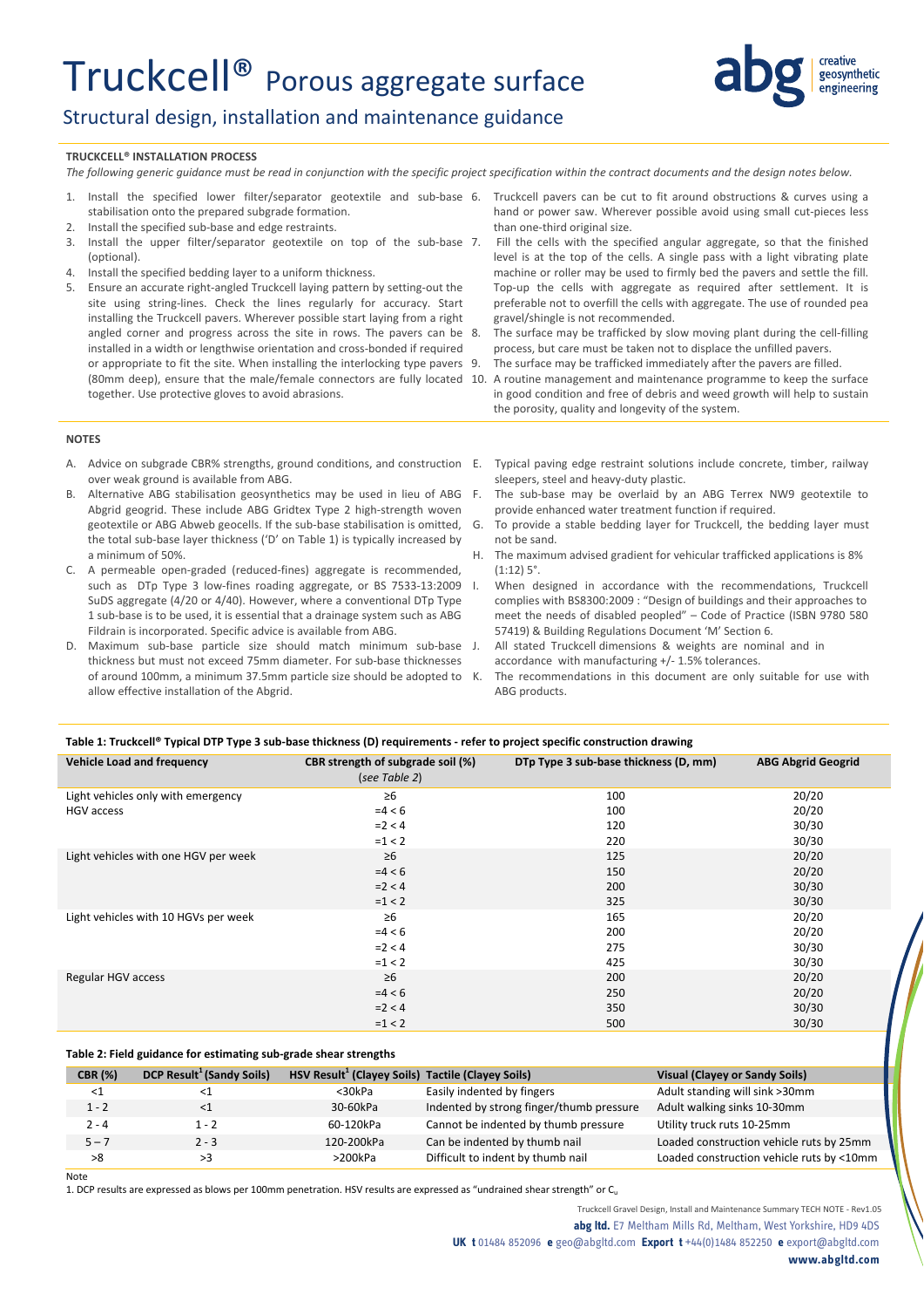# Truckcell® Porous aggregate surface

## Structural design, installation and maintenance guidance

### TRUCKCELL® INSTALLATION PROCESS

*The following generic guidance must be read in conjunction with the specific project specification within the contract documents and the design notes below.*

1. Install the specified lower filter/separator geotextile and sub-base stabilisation onto the prepared subgrade formation.
2. Install the specified sub-base and edge restraints.
3. Install the upper filter/separator geotextile on top of the sub-base (optional).
4. Install the specified bedding layer to a uniform thickness.
5. Ensure an accurate right-angled Truckcell laying pattern by setting-out the site using string-lines. Check the lines regularly for accuracy. Start installing the Truckcell pavers. Wherever possible start laying from a right angled corner and progress across the site in rows. The pavers can be installed in a width or lengthwise orientation and cross-bonded if required or appropriate to fit the site. When installing the interlocking type pavers (80mm deep), ensure that the male/female connectors are fully located together. Use protective gloves to avoid abrasions.
6. Truckcell pavers can be cut to fit around obstructions & curves using a hand or power saw. Wherever possible avoid using small cut-pieces less than one-third original size.
7. Fill the cells with the specified angular aggregate, so that the finished level is at the top of the cells. A single pass with a light vibrating plate machine or roller may be used to firmly bed the pavers and settle the fill. Top-up the cells with aggregate as required after settlement. It is preferable not to overfill the cells with aggregate. The use of rounded pea gravel/shingle is not recommended.
8. The surface may be trafficked by slow moving plant during the cell-filling process, but care must be taken not to displace the unfilled pavers.
9. The surface may be trafficked immediately after the pavers are filled.
10. A routine management and maintenance programme to keep the surface in good condition and free of debris and weed growth will help to sustain the porosity, quality and longevity of the system.

### NOTES

A. Advice on subgrade CBR% strengths, ground conditions, and construction over weak ground is available from ABG.

B. Alternative ABG stabilisation geosynthetics may be used in lieu of ABG Abgrid geogrid. These include ABG Gridtex Type 2 high-strength woven geotextile or ABG Abweb geocells. If the sub-base stabilisation is omitted, the total sub-base layer thickness ('D' on Table 1) is typically increased by a minimum of 50%.

C. A permeable open-graded (reduced-fines) aggregate is recommended, such as DTp Type 3 low-fines roading aggregate, or BS 7533-13:2009 SuDS aggregate (4/20 or 4/40). However, where a conventional DTp Type 1 sub-base is to be used, it is essential that a drainage system such as ABG Fildrain is incorporated. Specific advice is available from ABG.

D. Maximum sub-base particle size should match minimum sub-base thickness but must not exceed 75mm diameter. For sub-base thicknesses of around 100mm, a minimum 37.5mm particle size should be adopted to allow effective installation of the Abgrid.

E. Typical paving edge restraint solutions include concrete, timber, railway sleepers, steel and heavy-duty plastic.

F. The sub-base may be overlaid by an ABG Terrex NW9 geotextile to provide enhanced water treatment function if required.

G. To provide a stable bedding layer for Truckcell, the bedding layer must not be sand.

H. The maximum advised gradient for vehicular trafficked applications is 8% (1:12) 5°.

I. When designed in accordance with the recommendations, Truckcell complies with BS8300:2009 : "Design of buildings and their approaches to meet the needs of disabled peopled" – Code of Practice (ISBN 9780 580 57419) & Building Regulations Document 'M' Section 6.

J. All stated Truckcell dimensions & weights are nominal and in accordance with manufacturing +/- 1.5% tolerances.

K. The recommendations in this document are only suitable for use with ABG products.

**Table 1: Truckcell® Typical DTP Type 3 sub-base thickness (D) requirements - refer to project specific construction drawing**

| Vehicle Load and frequency | CBR strength of subgrade soil (%) (*see Table 2*) | DTp Type 3 sub-base thickness (D, mm) | ABG Abgrid Geogrid |
|---|---|---|---|
| Light vehicles only with emergency HGV access | ≥6 | 100 | 20/20 |
| | =4 < 6 | 100 | 20/20 |
| | =2 < 4 | 120 | 30/30 |
| | =1 < 2 | 220 | 30/30 |
| Light vehicles with one HGV per week | ≥6 | 125 | 20/20 |
| | =4 < 6 | 150 | 20/20 |
| | =2 < 4 | 200 | 30/30 |
| | =1 < 2 | 325 | 30/30 |
| Light vehicles with 10 HGVs per week | ≥6 | 165 | 20/20 |
| | =4 < 6 | 200 | 20/20 |
| | =2 < 4 | 275 | 30/30 |
| | =1 < 2 | 425 | 30/30 |
| Regular HGV access | ≥6 | 200 | 20/20 |
| | =4 < 6 | 250 | 20/20 |
| | =2 < 4 | 350 | 30/30 |
| | =1 < 2 | 500 | 30/30 |

**Table 2: Field guidance for estimating sub-grade shear strengths**

| CBR (%) | DCP Result[1] (Sandy Soils) | HSV Result[1] (Clayey Soils) | Tactile (Clayey Soils) | Visual (Clayey or Sandy Soils) |
|---|---|---|---|---|
| <1 | <1 | <30kPa | Easily indented by fingers | Adult standing will sink >30mm |
| 1 - 2 | <1 | 30-60kPa | Indented by strong finger/thumb pressure | Adult walking sinks 10-30mm |
| 2 - 4 | 1 - 2 | 60-120kPa | Cannot be indented by thumb pressure | Utility truck ruts 10-25mm |
| 5 – 7 | 2 - 3 | 120-200kPa | Can be indented by thumb nail | Loaded construction vehicle ruts by 25mm |
| >8 | >3 | >200kPa | Difficult to indent by thumb nail | Loaded construction vehicle ruts by <10mm |

Note

1. DCP results are expressed as blows per 100mm penetration. HSV results are expressed as "undrained shear strength" or $C_u$

Truckcell Gravel Design, Install and Maintenance Summary TECH NOTE - Rev1.05

**abg ltd.** E7 Meltham Mills Rd, Meltham, West Yorkshire, HD9 4DS

**UK t** 01484 852096 **e** geo@abgltd.com **Export t** +44(0)1484 852250 **e** export@abgltd.com

**www.abgltd.com**